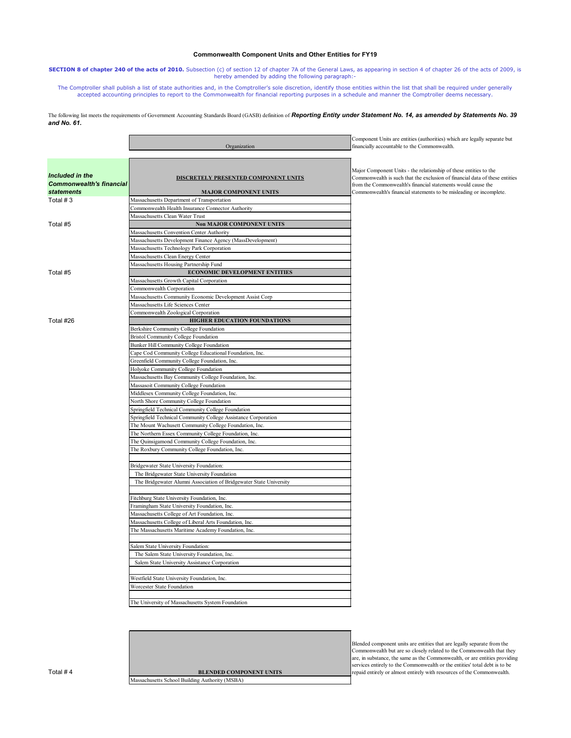### Commonwealth Component Units and Other Entities for FY19

**SECTION 8 of chapter 240 of the acts of 2010.** Subsection (c) of section 12 of chapter 7A of the General Laws, as appearing in section 4 of chapter 26 of the acts of 2009, is hereby amended by adding the following paragraph:-

The Comptroller shall publish a list of state authorities and, in the Comptroller's sole discretion, identify those entities within the list that shall be required under generally accepted accounting principles to report to the Commonwealth for financial reporting purposes in a schedule and manner the Comptroller deems necessary.

The following list meets the requirements of Government Accounting Standards Board (GASB) definition of ***Reporting Entity under Statement No. 14, as amended by Statements No. 39 and No. 61.***

Component Units are entities (authorities) which are legally separate but financially accountable to the Commonwealth.

Major Component Units - the relationship of these entities to the Commonwealth is such that the exclusion of financial data of these entities from the Commonwealth's financial statements would cause the Commonwealth's financial statements to be misleading or incomplete.

| ***Included in the Commonwealth's financial statements*** | Organization |
|---|---|
| | **DISCRETELY PRESENTED COMPONENT UNITS** |
| | **MAJOR COMPONENT UNITS** |
| Total # 3 | Massachusetts Department of Transportation |
| | Commonwealth Health Insurance Connector Authority |
| | Massachusetts Clean Water Trust |
| Total #5 | **Non MAJOR COMPONENT UNITS** |
| | Massachusetts Convention Center Authority |
| | Massachusetts Development Finance Agency (MassDevelopment) |
| | Massachusetts Technology Park Corporation |
| | Massachusetts Clean Energy Center |
| | Massachusetts Housing Partnership Fund |
| Total #5 | **ECONOMIC DEVELOPMENT ENTITIES** |
| | Massachusetts Growth Capital Corporation |
| | Commonwealth Corporation |
| | Massachusetts Community Economic Development Assist Corp |
| | Massachusetts Life Sciences Center |
| | Commonwealth Zoological Corporation |
| Total #26 | **HIGHER EDUCATION FOUNDATIONS** |
| | Berkshire Community College Foundation |
| | Bristol Community College Foundation |
| | Bunker Hill Community College Foundation |
| | Cape Cod Community College Educational Foundation, Inc. |
| | Greenfield Community College Foundation, Inc. |
| | Holyoke Community College Foundation |
| | Massachusetts Bay Community College Foundation, Inc. |
| | Massasoit Community College Foundation |
| | Middlesex Community College Foundation, Inc. |
| | North Shore Community College Foundation |
| | Springfield Technical Community College Foundation |
| | Springfield Technical Community College Assistance Corporation |
| | The Mount Wachusett Community College Foundation, Inc. |
| | The Northern Essex Community College Foundation, Inc. |
| | The Quinsigamond Community College Foundation, Inc. |
| | The Roxbury Community College Foundation, Inc. |
| | |
| | Bridgewater State University Foundation: |
| | The Bridgewater State University Foundation |
| | The Bridgewater Alumni Association of Bridgewater State University |
| | |
| | Fitchburg State University Foundation, Inc. |
| | Framingham State University Foundation, Inc. |
| | Massachusetts College of Art Foundation, Inc. |
| | Massachusetts College of Liberal Arts Foundation, Inc. |
| | The Massachusetts Maritime Academy Foundation, Inc. |
| | |
| | Salem State University Foundation: |
| | The Salem State University Foundation, Inc. |
| | Salem State University Assistance Corporation |
| | |
| | Westfield State University Foundation, Inc. |
| | Worcester State Foundation |
| | |
| | The University of Massachusetts System Foundation |

Blended component units are entities that are legally separate from the Commonwealth but are so closely related to the Commonwealth that they are, in substance, the same as the Commonwealth, or are entities providing services entirely to the Commonwealth or the entities' total debt is to be repaid entirely or almost entirely with resources of the Commonwealth.

| | Organization |
|---|---|
| Total # 4 | **BLENDED COMPONENT UNITS** |
| | Massachusetts School Building Authority (MSBA) |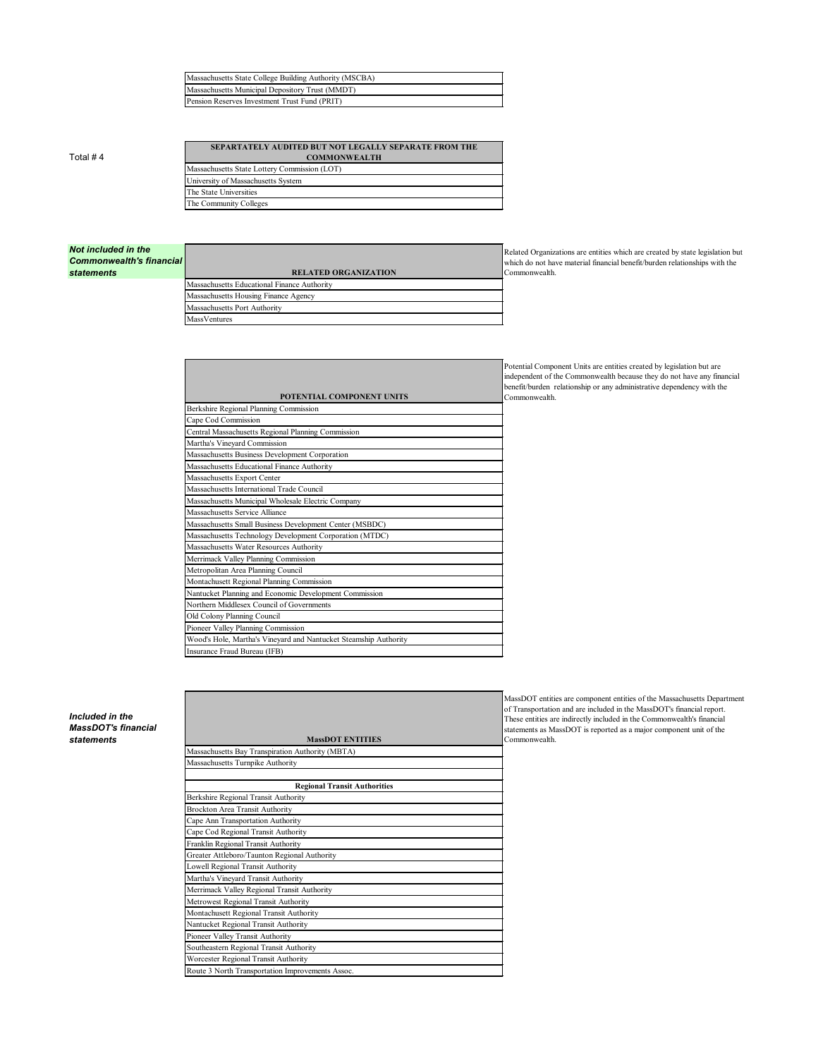| Massachusetts State College Building Authority (MSCBA) |
|---|
| Massachusetts Municipal Depository Trust (MMDT) |
| Pension Reserves Investment Trust Fund (PRIT) |

Total # 4

| SEPARTATELY AUDITED BUT NOT LEGALLY SEPARATE FROM THE COMMONWEALTH |
|---|
| Massachusetts State Lottery Commission (LOT) |
| University of Massachusetts System |
| The State Universities |
| The Community Colleges |

***Not included in the Commonwealth's financial statements***

| RELATED ORGANIZATION |
|---|
| Massachusetts Educational Finance Authority |
| Massachusetts Housing Finance Agency |
| Massachusetts Port Authority |
| MassVentures |

Related Organizations are entities which are created by state legislation but which do not have material financial benefit/burden relationships with the Commonwealth.

| POTENTIAL COMPONENT UNITS |
|---|
| Berkshire Regional Planning Commission |
| Cape Cod Commission |
| Central Massachusetts Regional Planning Commission |
| Martha's Vineyard Commission |
| Massachusetts Business Development Corporation |
| Massachusetts Educational Finance Authority |
| Massachusetts Export Center |
| Massachusetts International Trade Council |
| Massachusetts Municipal Wholesale Electric Company |
| Massachusetts Service Alliance |
| Massachusetts Small Business Development Center (MSBDC) |
| Massachusetts Technology Development Corporation (MTDC) |
| Massachusetts Water Resources Authority |
| Merrimack Valley Planning Commission |
| Metropolitan Area Planning Council |
| Montachusett Regional Planning Commission |
| Nantucket Planning and Economic Development Commission |
| Northern Middlesex Council of Governments |
| Old Colony Planning Council |
| Pioneer Valley Planning Commission |
| Wood's Hole, Martha's Vineyard and Nantucket Steamship Authority |
| Insurance Fraud Bureau (IFB) |

Potential Component Units are entities created by legislation but are independent of the Commonwealth because they do not have any financial benefit/burden relationship or any administrative dependency with the Commonwealth.

***Included in the MassDOT's financial statements***

| MassDOT ENTITIES |
|---|
| Massachusetts Bay Transpiration Authority (MBTA) |
| Massachusetts Turnpike Authority |
| |
| **Regional Transit Authorities** |
| Berkshire Regional Transit Authority |
| Brockton Area Transit Authority |
| Cape Ann Transportation Authority |
| Cape Cod Regional Transit Authority |
| Franklin Regional Transit Authority |
| Greater Attleboro/Taunton Regional Authority |
| Lowell Regional Transit Authority |
| Martha's Vineyard Transit Authority |
| Merrimack Valley Regional Transit Authority |
| Metrowest Regional Transit Authority |
| Montachusett Regional Transit Authority |
| Nantucket Regional Transit Authority |
| Pioneer Valley Transit Authority |
| Southeastern Regional Transit Authority |
| Worcester Regional Transit Authority |
| Route 3 North Transportation Improvements Assoc. |

MassDOT entities are component entities of the Massachusetts Department of Transportation and are included in the MassDOT's financial report. These entities are indirectly included in the Commonwealth's financial statements as MassDOT is reported as a major component unit of the Commonwealth.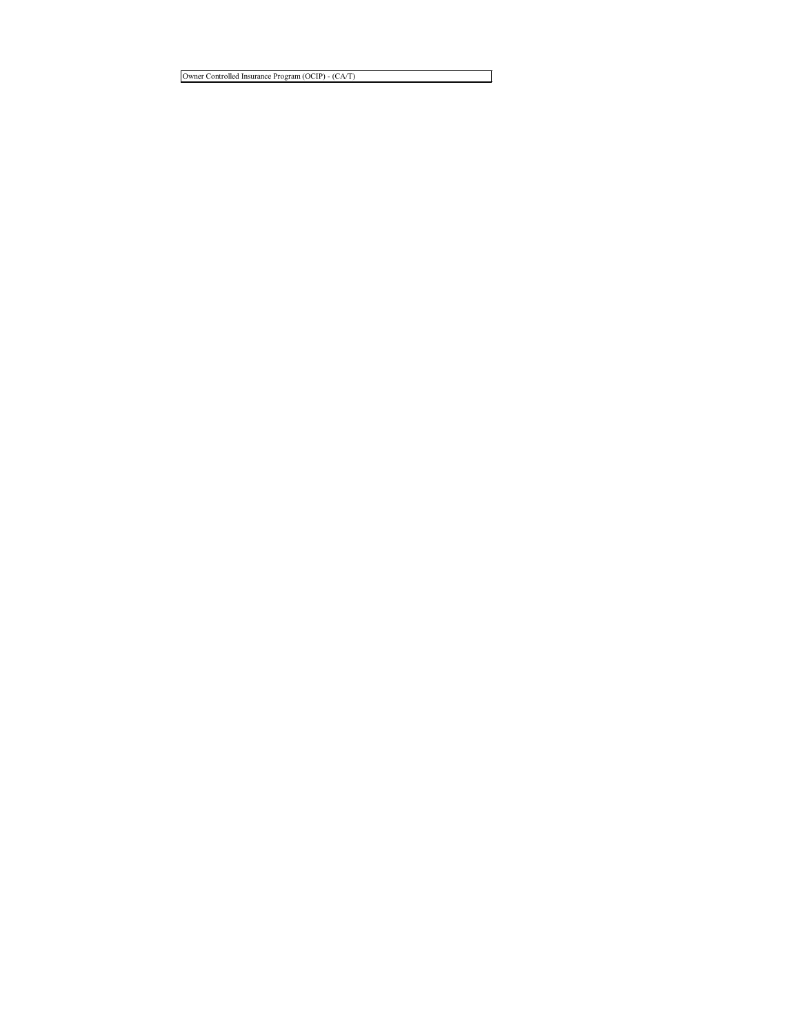| Owner Controlled Insurance Program (OCIP) - (CA/T) |
| --- |